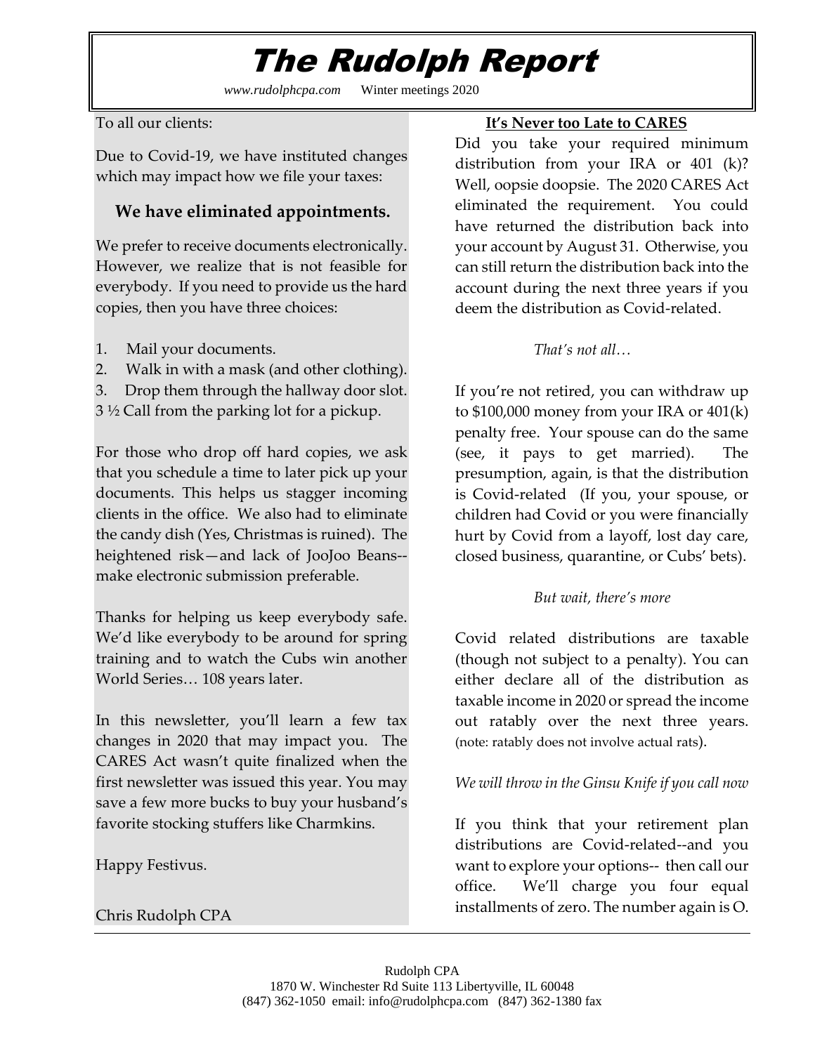# The Rudolph Report

*www.rudolphcpa.com* Winter meetings 2020

To all our clients:

Due to Covid-19, we have instituted changes which may impact how we file your taxes:

### We have eliminated appointments.

We prefer to receive documents electronically. However, we realize that is not feasible for everybody. If you need to provide us the hard copies, then you have three choices:

1. Mail your documents.
2. Walk in with a mask (and other clothing).
3. Drop them through the hallway door slot.

3 ½ Call from the parking lot for a pickup.

For those who drop off hard copies, we ask that you schedule a time to later pick up your documents. This helps us stagger incoming clients in the office. We also had to eliminate the candy dish (Yes, Christmas is ruined). The heightened risk—and lack of JooJoo Beans--make electronic submission preferable.

Thanks for helping us keep everybody safe. We'd like everybody to be around for spring training and to watch the Cubs win another World Series… 108 years later.

In this newsletter, you'll learn a few tax changes in 2020 that may impact you. The CARES Act wasn't quite finalized when the first newsletter was issued this year. You may save a few more bucks to buy your husband's favorite stocking stuffers like Charmkins.

Happy Festivus.

Chris Rudolph CPA

## It's Never too Late to CARES

Did you take your required minimum distribution from your IRA or 401 (k)? Well, oopsie doopsie. The 2020 CARES Act eliminated the requirement. You could have returned the distribution back into your account by August 31. Otherwise, you can still return the distribution back into the account during the next three years if you deem the distribution as Covid-related.

*That's not all…*

If you're not retired, you can withdraw up to $100,000 money from your IRA or 401(k) penalty free. Your spouse can do the same (see, it pays to get married). The presumption, again, is that the distribution is Covid-related (If you, your spouse, or children had Covid or you were financially hurt by Covid from a layoff, lost day care, closed business, quarantine, or Cubs' bets).

*But wait, there's more*

Covid related distributions are taxable (though not subject to a penalty). You can either declare all of the distribution as taxable income in 2020 or spread the income out ratably over the next three years. (note: ratably does not involve actual rats).

*We will throw in the Ginsu Knife if you call now*

If you think that your retirement plan distributions are Covid-related--and you want to explore your options-- then call our office. We'll charge you four equal installments of zero. The number again is O.

Rudolph CPA
1870 W. Winchester Rd Suite 113 Libertyville, IL 60048
(847) 362-1050 email: info@rudolphcpa.com (847) 362-1380 fax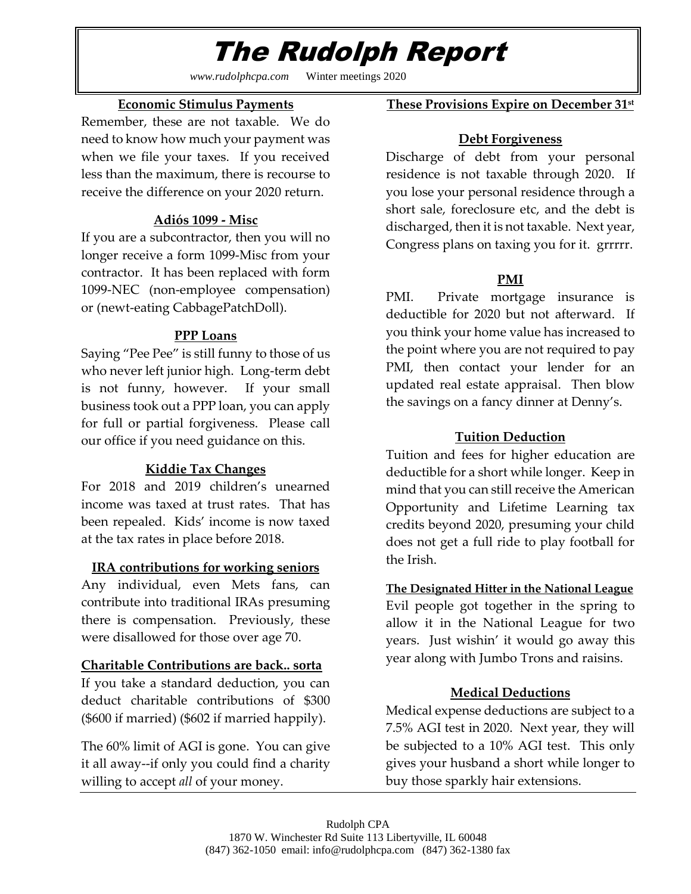# The Rudolph Report

*www.rudolphcpa.com* Winter meetings 2020

**Economic Stimulus Payments**

Remember, these are not taxable. We do need to know how much your payment was when we file your taxes. If you received less than the maximum, there is recourse to receive the difference on your 2020 return.

**Adiós 1099 - Misc**

If you are a subcontractor, then you will no longer receive a form 1099-Misc from your contractor. It has been replaced with form 1099-NEC (non-employee compensation) or (newt-eating CabbagePatchDoll).

**PPP Loans**

Saying "Pee Pee" is still funny to those of us who never left junior high. Long-term debt is not funny, however. If your small business took out a PPP loan, you can apply for full or partial forgiveness. Please call our office if you need guidance on this.

**Kiddie Tax Changes**

For 2018 and 2019 children's unearned income was taxed at trust rates. That has been repealed. Kids' income is now taxed at the tax rates in place before 2018.

**IRA contributions for working seniors**

Any individual, even Mets fans, can contribute into traditional IRAs presuming there is compensation. Previously, these were disallowed for those over age 70.

**Charitable Contributions are back.. sorta**

If you take a standard deduction, you can deduct charitable contributions of $300 ($600 if married) ($602 if married happily).

The 60% limit of AGI is gone. You can give it all away--if only you could find a charity willing to accept *all* of your money.

**These Provisions Expire on December 31st**

**Debt Forgiveness**

Discharge of debt from your personal residence is not taxable through 2020. If you lose your personal residence through a short sale, foreclosure etc, and the debt is discharged, then it is not taxable. Next year, Congress plans on taxing you for it. grrrrr.

**PMI**

PMI. Private mortgage insurance is deductible for 2020 but not afterward. If you think your home value has increased to the point where you are not required to pay PMI, then contact your lender for an updated real estate appraisal. Then blow the savings on a fancy dinner at Denny's.

**Tuition Deduction**

Tuition and fees for higher education are deductible for a short while longer. Keep in mind that you can still receive the American Opportunity and Lifetime Learning tax credits beyond 2020, presuming your child does not get a full ride to play football for the Irish.

**The Designated Hitter in the National League**

Evil people got together in the spring to allow it in the National League for two years. Just wishin' it would go away this year along with Jumbo Trons and raisins.

**Medical Deductions**

Medical expense deductions are subject to a 7.5% AGI test in 2020. Next year, they will be subjected to a 10% AGI test. This only gives your husband a short while longer to buy those sparkly hair extensions.

Rudolph CPA
1870 W. Winchester Rd Suite 113 Libertyville, IL 60048
(847) 362-1050 email: info@rudolphcpa.com (847) 362-1380 fax